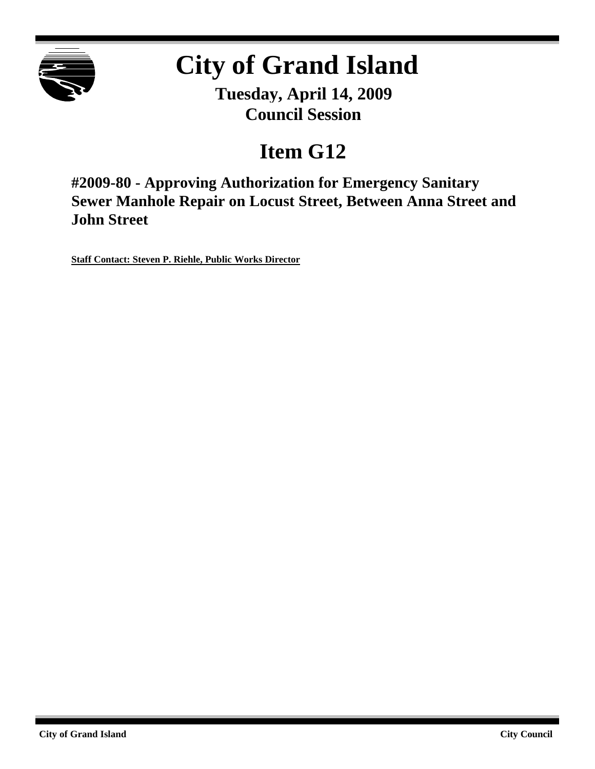# City of Grand Island

**Tuesday, April 14, 2009**
**Council Session**

## Item G12

### #2009-80 - Approving Authorization for Emergency Sanitary Sewer Manhole Repair on Locust Street, Between Anna Street and John Street

**Staff Contact: Steven P. Riehle, Public Works Director**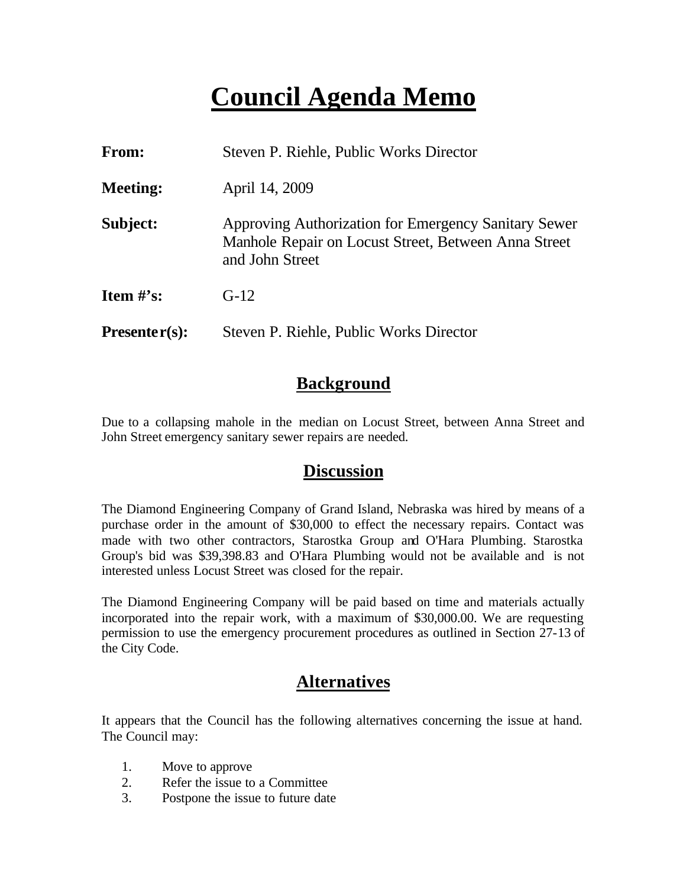# Council Agenda Memo

**From:** Steven P. Riehle, Public Works Director

**Meeting:** April 14, 2009

**Subject:** Approving Authorization for Emergency Sanitary Sewer Manhole Repair on Locust Street, Between Anna Street and John Street

**Item #'s:** G-12

**Presenter(s):** Steven P. Riehle, Public Works Director

## Background

Due to a collapsing mahole in the median on Locust Street, between Anna Street and John Street emergency sanitary sewer repairs are needed.

## Discussion

The Diamond Engineering Company of Grand Island, Nebraska was hired by means of a purchase order in the amount of $30,000 to effect the necessary repairs. Contact was made with two other contractors, Starostka Group and O'Hara Plumbing. Starostka Group's bid was $39,398.83 and O'Hara Plumbing would not be available and is not interested unless Locust Street was closed for the repair.

The Diamond Engineering Company will be paid based on time and materials actually incorporated into the repair work, with a maximum of $30,000.00. We are requesting permission to use the emergency procurement procedures as outlined in Section 27-13 of the City Code.

## Alternatives

It appears that the Council has the following alternatives concerning the issue at hand. The Council may:

1. Move to approve
2. Refer the issue to a Committee
3. Postpone the issue to future date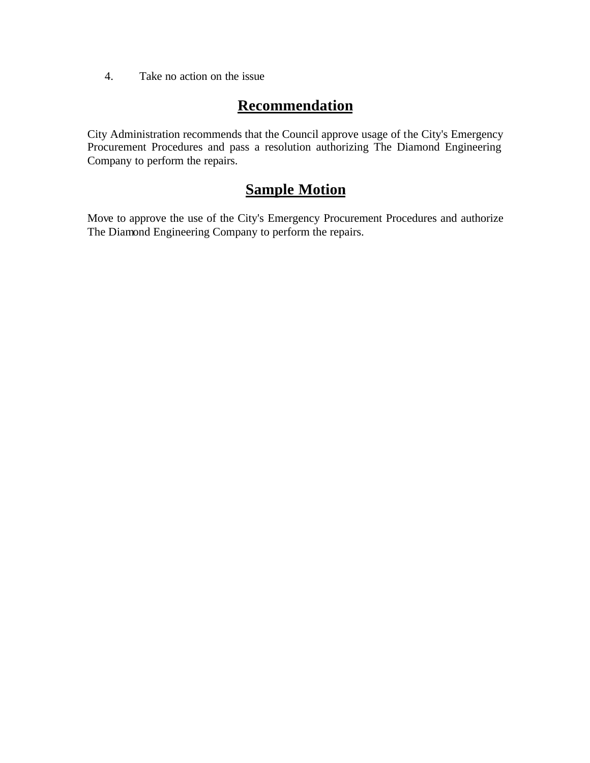4. Take no action on the issue

## Recommendation

City Administration recommends that the Council approve usage of the City's Emergency Procurement Procedures and pass a resolution authorizing The Diamond Engineering Company to perform the repairs.

## Sample Motion

Move to approve the use of the City's Emergency Procurement Procedures and authorize The Diamond Engineering Company to perform the repairs.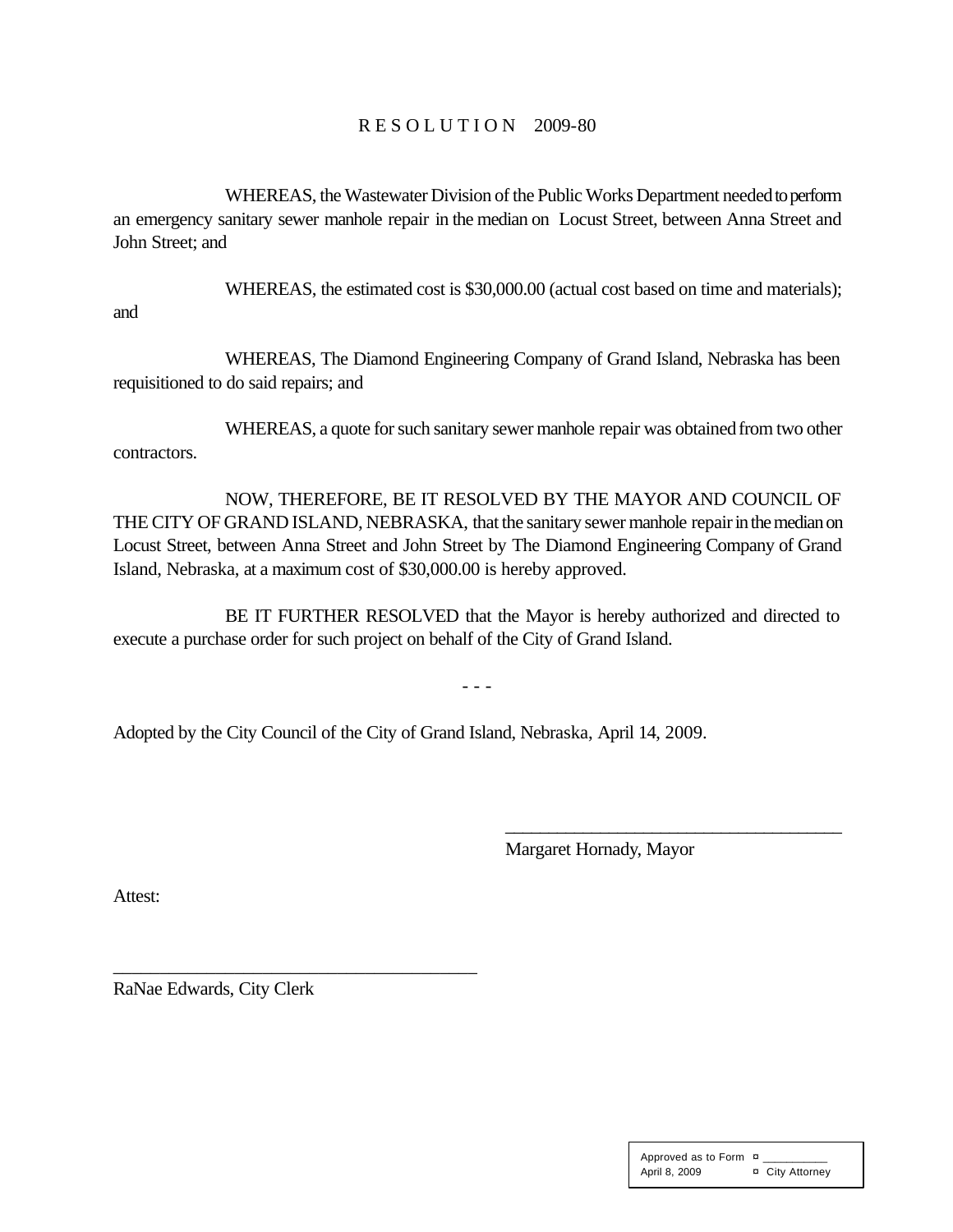# RESOLUTION 2009-80

WHEREAS, the Wastewater Division of the Public Works Department needed to perform an emergency sanitary sewer manhole repair in the median on Locust Street, between Anna Street and John Street; and

WHEREAS, the estimated cost is $30,000.00 (actual cost based on time and materials); and

WHEREAS, The Diamond Engineering Company of Grand Island, Nebraska has been requisitioned to do said repairs; and

WHEREAS, a quote for such sanitary sewer manhole repair was obtained from two other contractors.

NOW, THEREFORE, BE IT RESOLVED BY THE MAYOR AND COUNCIL OF THE CITY OF GRAND ISLAND, NEBRASKA, that the sanitary sewer manhole repair in the median on Locust Street, between Anna Street and John Street by The Diamond Engineering Company of Grand Island, Nebraska, at a maximum cost of $30,000.00 is hereby approved.

BE IT FURTHER RESOLVED that the Mayor is hereby authorized and directed to execute a purchase order for such project on behalf of the City of Grand Island.

- - -

Adopted by the City Council of the City of Grand Island, Nebraska, April 14, 2009.

_____________________________________
Margaret Hornady, Mayor

Attest:

_____________________________________
RaNae Edwards, City Clerk

| | |
|---|---|
| Approved as to Form | ¤ __________ |
| April 8, 2009 | ¤ City Attorney |